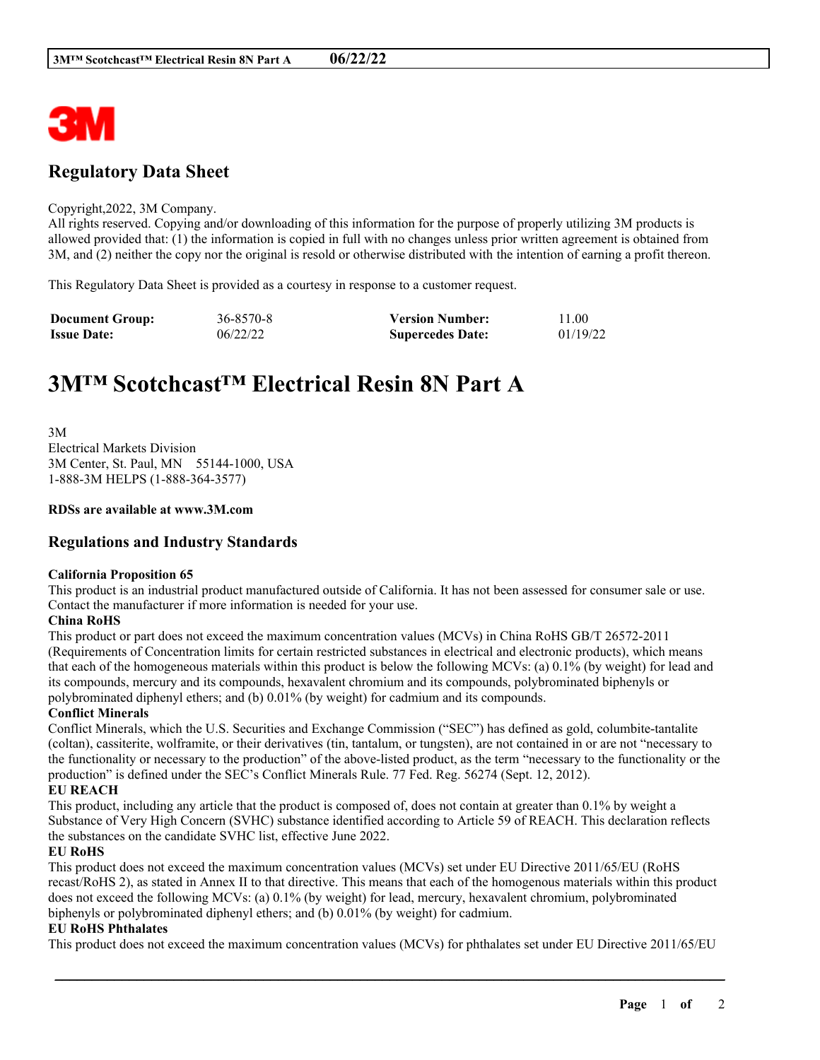## Regulatory Data Sheet

Copyright,2022, 3M Company.
All rights reserved. Copying and/or downloading of this information for the purpose of properly utilizing 3M products is allowed provided that: (1) the information is copied in full with no changes unless prior written agreement is obtained from 3M, and (2) neither the copy nor the original is resold or otherwise distributed with the intention of earning a profit thereon.

This Regulatory Data Sheet is provided as a courtesy in response to a customer request.

| **Document Group:** | 36-8570-8 | **Version Number:** | 11.00 |
|---|---|---|---|
| **Issue Date:** | 06/22/22 | **Supercedes Date:** | 01/19/22 |

# 3M™ Scotchcast™ Electrical Resin 8N Part A

3M
Electrical Markets Division
3M Center, St. Paul, MN 55144-1000, USA
1-888-3M HELPS (1-888-364-3577)

**RDSs are available at www.3M.com**

## Regulations and Industry Standards

**California Proposition 65**
This product is an industrial product manufactured outside of California. It has not been assessed for consumer sale or use. Contact the manufacturer if more information is needed for your use.

**China RoHS**
This product or part does not exceed the maximum concentration values (MCVs) in China RoHS GB/T 26572-2011 (Requirements of Concentration limits for certain restricted substances in electrical and electronic products), which means that each of the homogeneous materials within this product is below the following MCVs: (a) 0.1% (by weight) for lead and its compounds, mercury and its compounds, hexavalent chromium and its compounds, polybrominated biphenyls or polybrominated diphenyl ethers; and (b) 0.01% (by weight) for cadmium and its compounds.

**Conflict Minerals**
Conflict Minerals, which the U.S. Securities and Exchange Commission ("SEC") has defined as gold, columbite-tantalite (coltan), cassiterite, wolframite, or their derivatives (tin, tantalum, or tungsten), are not contained in or are not "necessary to the functionality or necessary to the production" of the above-listed product, as the term "necessary to the functionality or the production" is defined under the SEC's Conflict Minerals Rule. 77 Fed. Reg. 56274 (Sept. 12, 2012).

**EU REACH**
This product, including any article that the product is composed of, does not contain at greater than 0.1% by weight a Substance of Very High Concern (SVHC) substance identified according to Article 59 of REACH. This declaration reflects the substances on the candidate SVHC list, effective June 2022.

**EU RoHS**
This product does not exceed the maximum concentration values (MCVs) set under EU Directive 2011/65/EU (RoHS recast/RoHS 2), as stated in Annex II to that directive. This means that each of the homogenous materials within this product does not exceed the following MCVs: (a) 0.1% (by weight) for lead, mercury, hexavalent chromium, polybrominated biphenyls or polybrominated diphenyl ethers; and (b) 0.01% (by weight) for cadmium.

**EU RoHS Phthalates**
This product does not exceed the maximum concentration values (MCVs) for phthalates set under EU Directive 2011/65/EU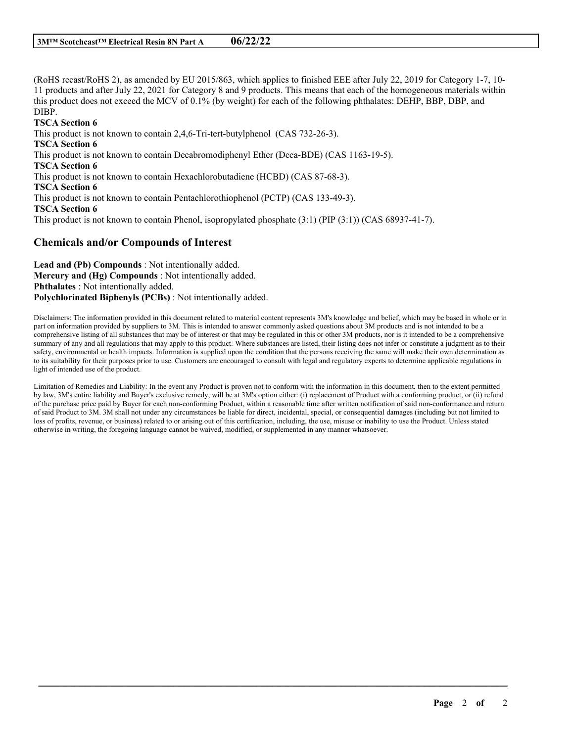(RoHS recast/RoHS 2), as amended by EU 2015/863, which applies to finished EEE after July 22, 2019 for Category 1-7, 10-11 products and after July 22, 2021 for Category 8 and 9 products. This means that each of the homogeneous materials within this product does not exceed the MCV of 0.1% (by weight) for each of the following phthalates: DEHP, BBP, DBP, and DIBP.

**TSCA Section 6**

This product is not known to contain 2,4,6-Tri-tert-butylphenol (CAS 732-26-3).

**TSCA Section 6**

This product is not known to contain Decabromodiphenyl Ether (Deca-BDE) (CAS 1163-19-5).

**TSCA Section 6**

This product is not known to contain Hexachlorobutadiene (HCBD) (CAS 87-68-3).

**TSCA Section 6**

This product is not known to contain Pentachlorothiophenol (PCTP) (CAS 133-49-3).

**TSCA Section 6**

This product is not known to contain Phenol, isopropylated phosphate (3:1) (PIP (3:1)) (CAS 68937-41-7).

## Chemicals and/or Compounds of Interest

**Lead and (Pb) Compounds** : Not intentionally added.
**Mercury and (Hg) Compounds** : Not intentionally added.
**Phthalates** : Not intentionally added.
**Polychlorinated Biphenyls (PCBs)** : Not intentionally added.

Disclaimers: The information provided in this document related to material content represents 3M's knowledge and belief, which may be based in whole or in part on information provided by suppliers to 3M. This is intended to answer commonly asked questions about 3M products and is not intended to be a comprehensive listing of all substances that may be of interest or that may be regulated in this or other 3M products, nor is it intended to be a comprehensive summary of any and all regulations that may apply to this product. Where substances are listed, their listing does not infer or constitute a judgment as to their safety, environmental or health impacts. Information is supplied upon the condition that the persons receiving the same will make their own determination as to its suitability for their purposes prior to use. Customers are encouraged to consult with legal and regulatory experts to determine applicable regulations in light of intended use of the product.

Limitation of Remedies and Liability: In the event any Product is proven not to conform with the information in this document, then to the extent permitted by law, 3M's entire liability and Buyer's exclusive remedy, will be at 3M's option either: (i) replacement of Product with a conforming product, or (ii) refund of the purchase price paid by Buyer for each non-conforming Product, within a reasonable time after written notification of said non-conformance and return of said Product to 3M. 3M shall not under any circumstances be liable for direct, incidental, special, or consequential damages (including but not limited to loss of profits, revenue, or business) related to or arising out of this certification, including, the use, misuse or inability to use the Product. Unless stated otherwise in writing, the foregoing language cannot be waived, modified, or supplemented in any manner whatsoever.